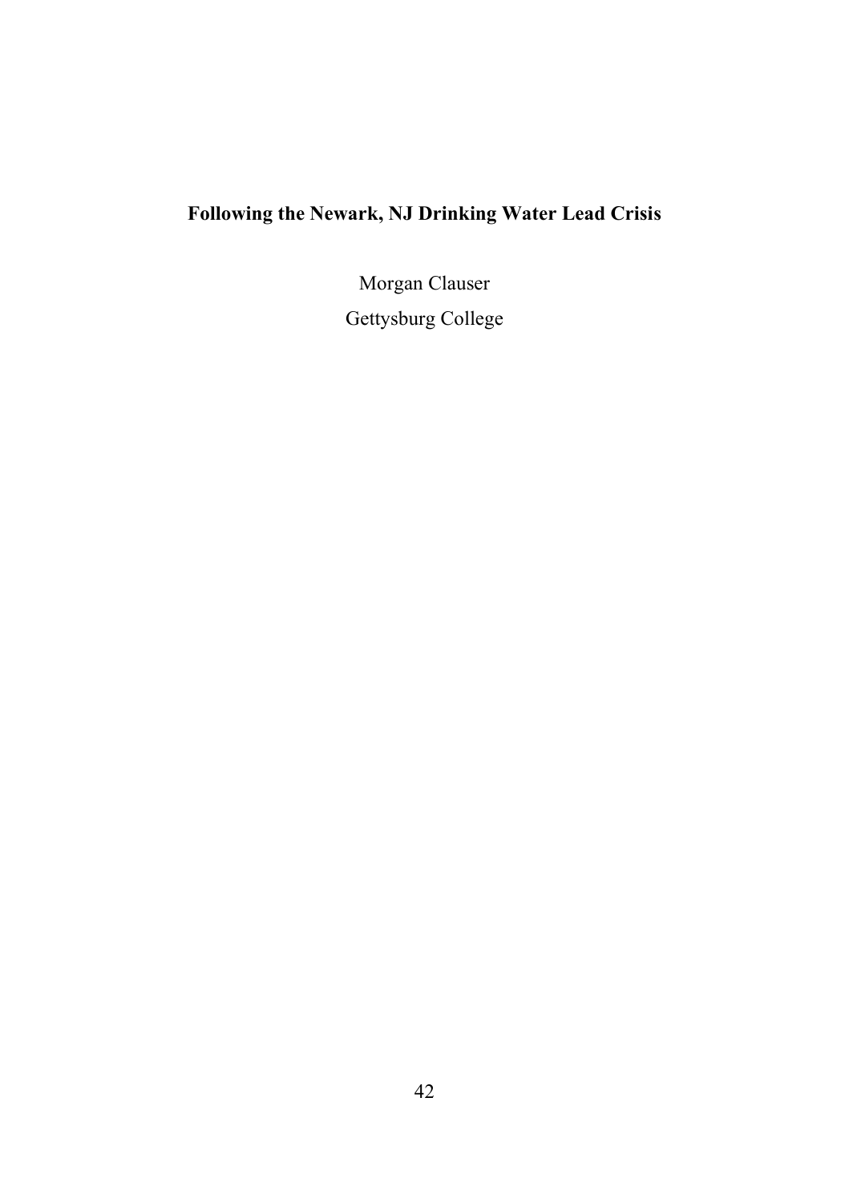# Following the Newark, NJ Drinking Water Lead Crisis

Morgan Clauser

Gettysburg College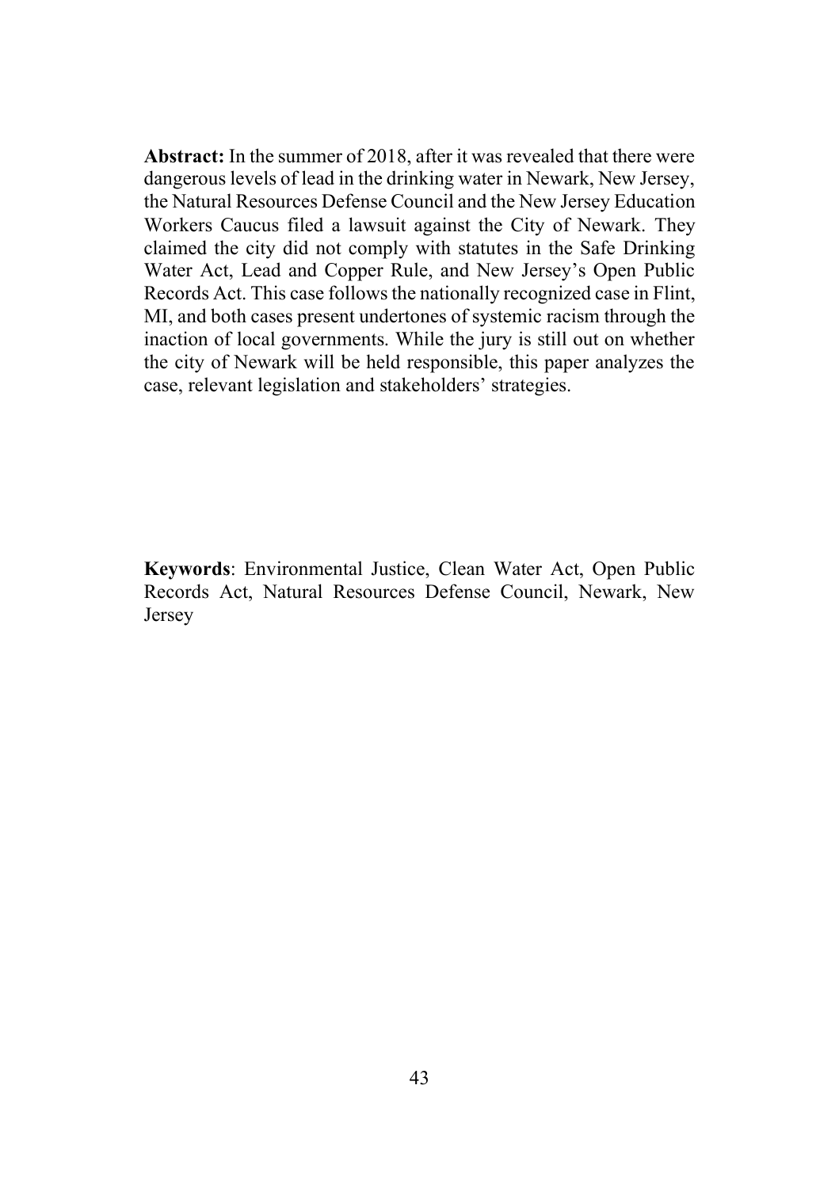**Abstract:** In the summer of 2018, after it was revealed that there were dangerous levels of lead in the drinking water in Newark, New Jersey, the Natural Resources Defense Council and the New Jersey Education Workers Caucus filed a lawsuit against the City of Newark. They claimed the city did not comply with statutes in the Safe Drinking Water Act, Lead and Copper Rule, and New Jersey's Open Public Records Act. This case follows the nationally recognized case in Flint, MI, and both cases present undertones of systemic racism through the inaction of local governments. While the jury is still out on whether the city of Newark will be held responsible, this paper analyzes the case, relevant legislation and stakeholders' strategies.

**Keywords**: Environmental Justice, Clean Water Act, Open Public Records Act, Natural Resources Defense Council, Newark, New Jersey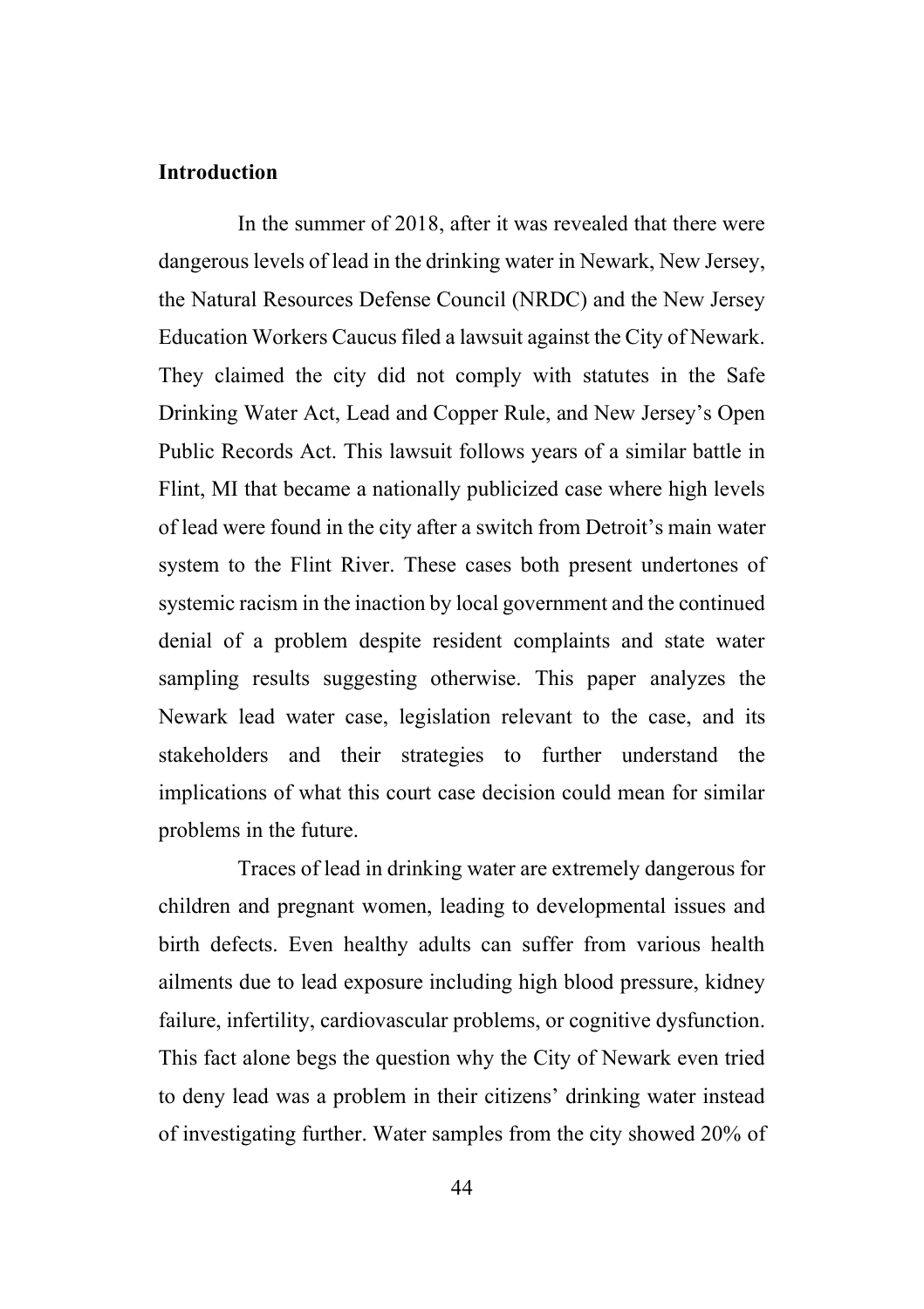## Introduction

In the summer of 2018, after it was revealed that there were dangerous levels of lead in the drinking water in Newark, New Jersey, the Natural Resources Defense Council (NRDC) and the New Jersey Education Workers Caucus filed a lawsuit against the City of Newark. They claimed the city did not comply with statutes in the Safe Drinking Water Act, Lead and Copper Rule, and New Jersey's Open Public Records Act. This lawsuit follows years of a similar battle in Flint, MI that became a nationally publicized case where high levels of lead were found in the city after a switch from Detroit's main water system to the Flint River. These cases both present undertones of systemic racism in the inaction by local government and the continued denial of a problem despite resident complaints and state water sampling results suggesting otherwise. This paper analyzes the Newark lead water case, legislation relevant to the case, and its stakeholders and their strategies to further understand the implications of what this court case decision could mean for similar problems in the future.

Traces of lead in drinking water are extremely dangerous for children and pregnant women, leading to developmental issues and birth defects. Even healthy adults can suffer from various health ailments due to lead exposure including high blood pressure, kidney failure, infertility, cardiovascular problems, or cognitive dysfunction. This fact alone begs the question why the City of Newark even tried to deny lead was a problem in their citizens' drinking water instead of investigating further. Water samples from the city showed 20% of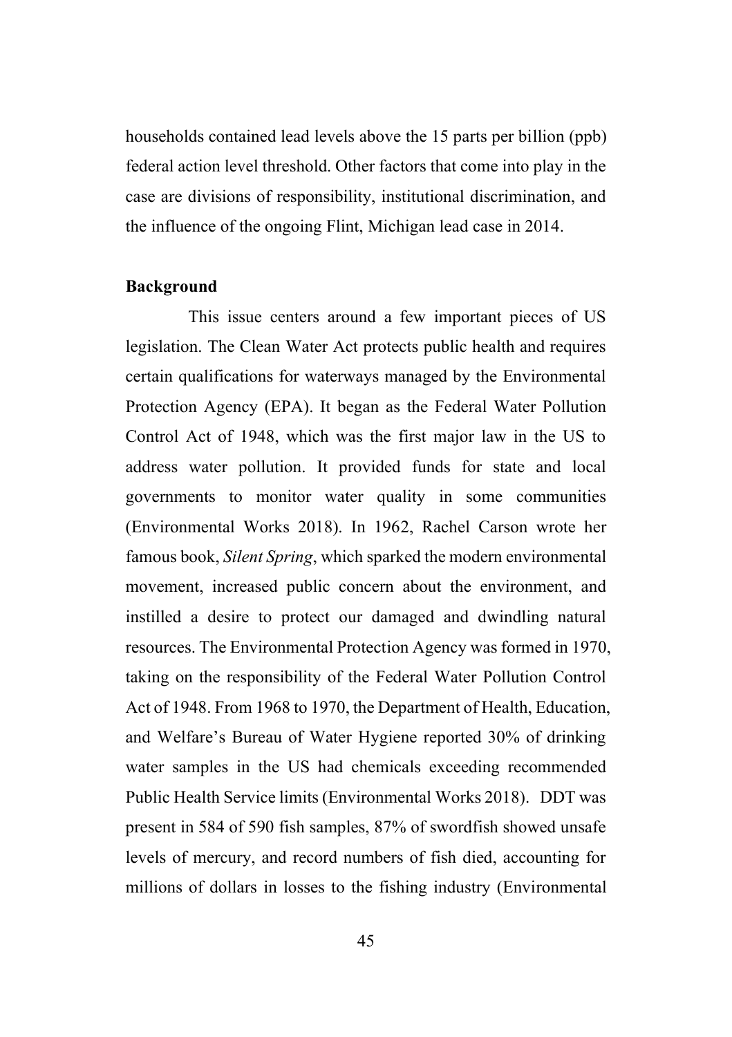households contained lead levels above the 15 parts per billion (ppb) federal action level threshold. Other factors that come into play in the case are divisions of responsibility, institutional discrimination, and the influence of the ongoing Flint, Michigan lead case in 2014.

**Background**

This issue centers around a few important pieces of US legislation. The Clean Water Act protects public health and requires certain qualifications for waterways managed by the Environmental Protection Agency (EPA). It began as the Federal Water Pollution Control Act of 1948, which was the first major law in the US to address water pollution. It provided funds for state and local governments to monitor water quality in some communities (Environmental Works 2018). In 1962, Rachel Carson wrote her famous book, *Silent Spring*, which sparked the modern environmental movement, increased public concern about the environment, and instilled a desire to protect our damaged and dwindling natural resources. The Environmental Protection Agency was formed in 1970, taking on the responsibility of the Federal Water Pollution Control Act of 1948. From 1968 to 1970, the Department of Health, Education, and Welfare's Bureau of Water Hygiene reported 30% of drinking water samples in the US had chemicals exceeding recommended Public Health Service limits (Environmental Works 2018). DDT was present in 584 of 590 fish samples, 87% of swordfish showed unsafe levels of mercury, and record numbers of fish died, accounting for millions of dollars in losses to the fishing industry (Environmental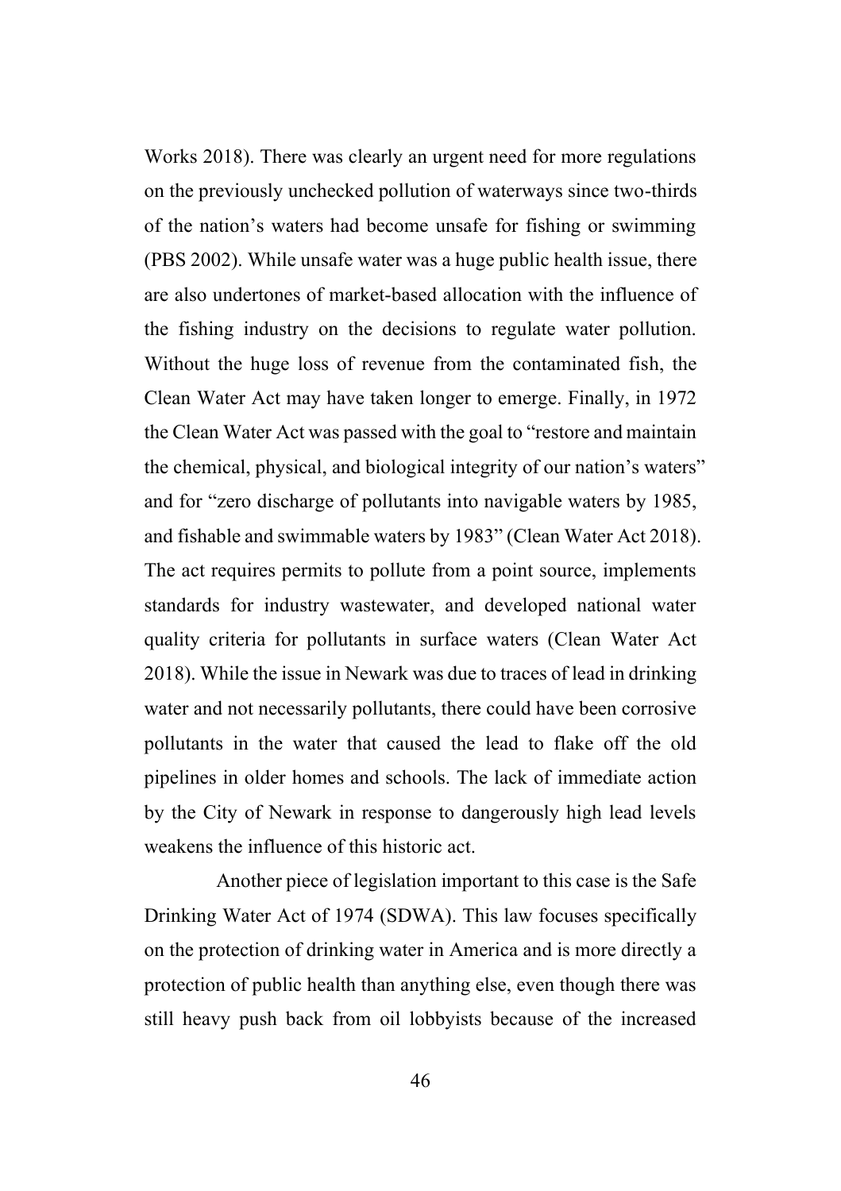Works 2018). There was clearly an urgent need for more regulations on the previously unchecked pollution of waterways since two-thirds of the nation's waters had become unsafe for fishing or swimming (PBS 2002). While unsafe water was a huge public health issue, there are also undertones of market-based allocation with the influence of the fishing industry on the decisions to regulate water pollution. Without the huge loss of revenue from the contaminated fish, the Clean Water Act may have taken longer to emerge. Finally, in 1972 the Clean Water Act was passed with the goal to "restore and maintain the chemical, physical, and biological integrity of our nation's waters" and for "zero discharge of pollutants into navigable waters by 1985, and fishable and swimmable waters by 1983" (Clean Water Act 2018). The act requires permits to pollute from a point source, implements standards for industry wastewater, and developed national water quality criteria for pollutants in surface waters (Clean Water Act 2018). While the issue in Newark was due to traces of lead in drinking water and not necessarily pollutants, there could have been corrosive pollutants in the water that caused the lead to flake off the old pipelines in older homes and schools. The lack of immediate action by the City of Newark in response to dangerously high lead levels weakens the influence of this historic act.

Another piece of legislation important to this case is the Safe Drinking Water Act of 1974 (SDWA). This law focuses specifically on the protection of drinking water in America and is more directly a protection of public health than anything else, even though there was still heavy push back from oil lobbyists because of the increased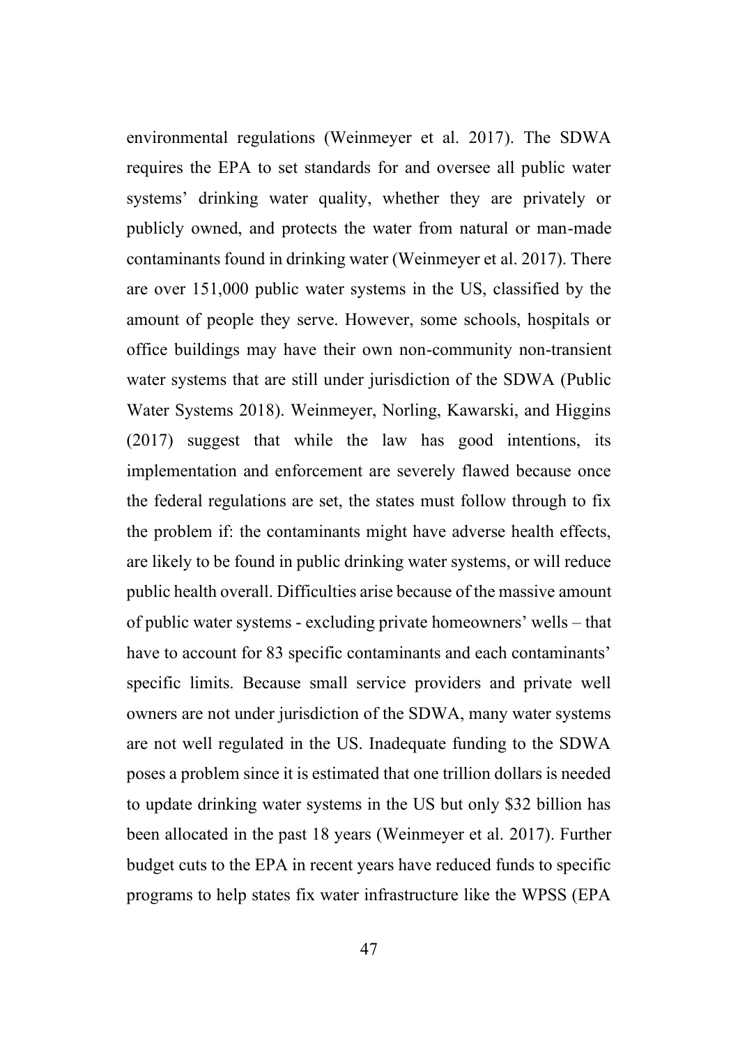environmental regulations (Weinmeyer et al. 2017). The SDWA requires the EPA to set standards for and oversee all public water systems' drinking water quality, whether they are privately or publicly owned, and protects the water from natural or man-made contaminants found in drinking water (Weinmeyer et al. 2017). There are over 151,000 public water systems in the US, classified by the amount of people they serve. However, some schools, hospitals or office buildings may have their own non-community non-transient water systems that are still under jurisdiction of the SDWA (Public Water Systems 2018). Weinmeyer, Norling, Kawarski, and Higgins (2017) suggest that while the law has good intentions, its implementation and enforcement are severely flawed because once the federal regulations are set, the states must follow through to fix the problem if: the contaminants might have adverse health effects, are likely to be found in public drinking water systems, or will reduce public health overall. Difficulties arise because of the massive amount of public water systems - excluding private homeowners' wells – that have to account for 83 specific contaminants and each contaminants' specific limits. Because small service providers and private well owners are not under jurisdiction of the SDWA, many water systems are not well regulated in the US. Inadequate funding to the SDWA poses a problem since it is estimated that one trillion dollars is needed to update drinking water systems in the US but only $32 billion has been allocated in the past 18 years (Weinmeyer et al. 2017). Further budget cuts to the EPA in recent years have reduced funds to specific programs to help states fix water infrastructure like the WPSS (EPA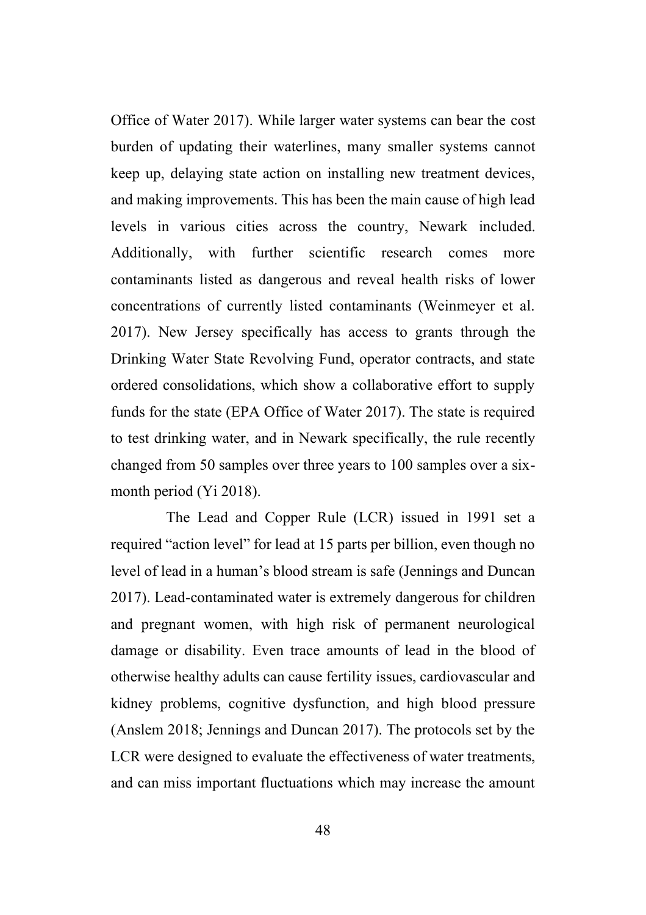Office of Water 2017). While larger water systems can bear the cost burden of updating their waterlines, many smaller systems cannot keep up, delaying state action on installing new treatment devices, and making improvements. This has been the main cause of high lead levels in various cities across the country, Newark included. Additionally, with further scientific research comes more contaminants listed as dangerous and reveal health risks of lower concentrations of currently listed contaminants (Weinmeyer et al. 2017). New Jersey specifically has access to grants through the Drinking Water State Revolving Fund, operator contracts, and state ordered consolidations, which show a collaborative effort to supply funds for the state (EPA Office of Water 2017). The state is required to test drinking water, and in Newark specifically, the rule recently changed from 50 samples over three years to 100 samples over a six-month period (Yi 2018).

The Lead and Copper Rule (LCR) issued in 1991 set a required "action level" for lead at 15 parts per billion, even though no level of lead in a human's blood stream is safe (Jennings and Duncan 2017). Lead-contaminated water is extremely dangerous for children and pregnant women, with high risk of permanent neurological damage or disability. Even trace amounts of lead in the blood of otherwise healthy adults can cause fertility issues, cardiovascular and kidney problems, cognitive dysfunction, and high blood pressure (Anslem 2018; Jennings and Duncan 2017). The protocols set by the LCR were designed to evaluate the effectiveness of water treatments, and can miss important fluctuations which may increase the amount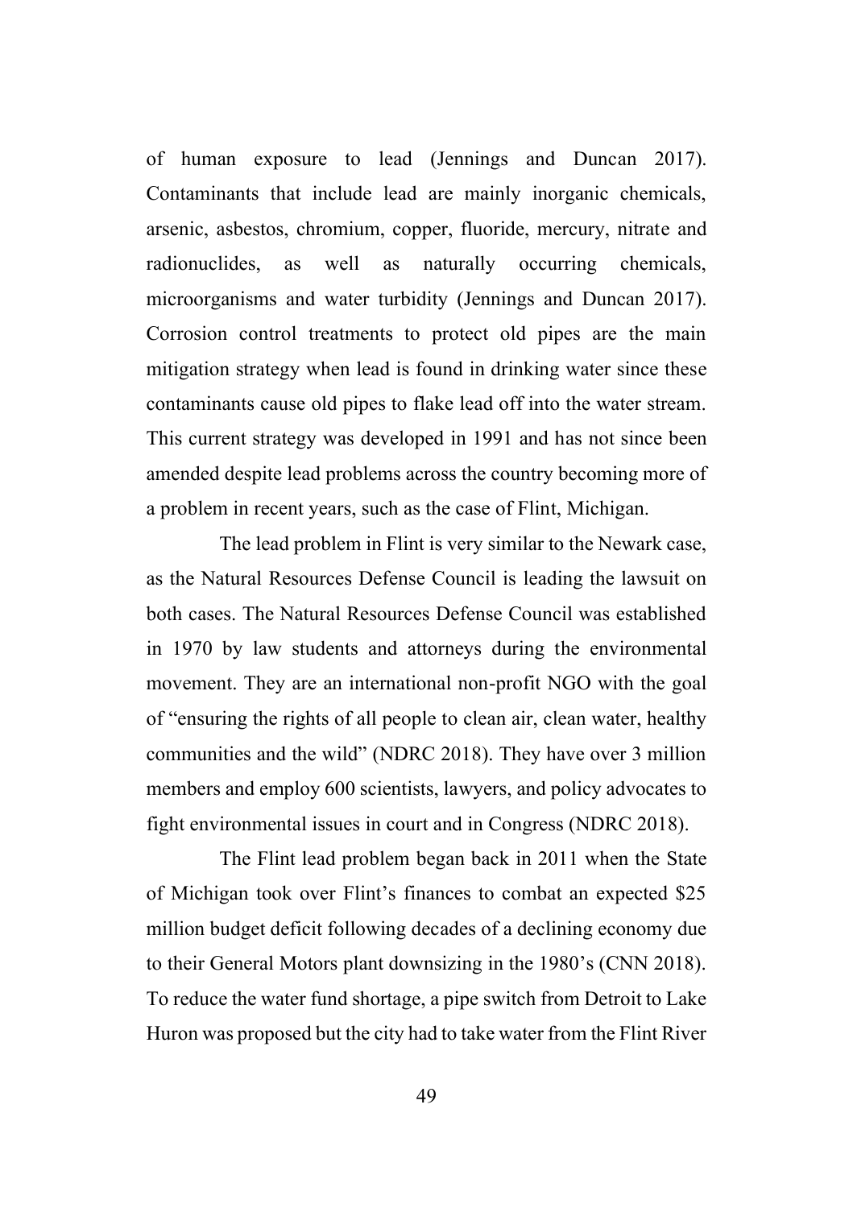of human exposure to lead (Jennings and Duncan 2017). Contaminants that include lead are mainly inorganic chemicals, arsenic, asbestos, chromium, copper, fluoride, mercury, nitrate and radionuclides, as well as naturally occurring chemicals, microorganisms and water turbidity (Jennings and Duncan 2017). Corrosion control treatments to protect old pipes are the main mitigation strategy when lead is found in drinking water since these contaminants cause old pipes to flake lead off into the water stream. This current strategy was developed in 1991 and has not since been amended despite lead problems across the country becoming more of a problem in recent years, such as the case of Flint, Michigan.

The lead problem in Flint is very similar to the Newark case, as the Natural Resources Defense Council is leading the lawsuit on both cases. The Natural Resources Defense Council was established in 1970 by law students and attorneys during the environmental movement. They are an international non-profit NGO with the goal of "ensuring the rights of all people to clean air, clean water, healthy communities and the wild" (NDRC 2018). They have over 3 million members and employ 600 scientists, lawyers, and policy advocates to fight environmental issues in court and in Congress (NDRC 2018).

The Flint lead problem began back in 2011 when the State of Michigan took over Flint's finances to combat an expected $25 million budget deficit following decades of a declining economy due to their General Motors plant downsizing in the 1980's (CNN 2018). To reduce the water fund shortage, a pipe switch from Detroit to Lake Huron was proposed but the city had to take water from the Flint River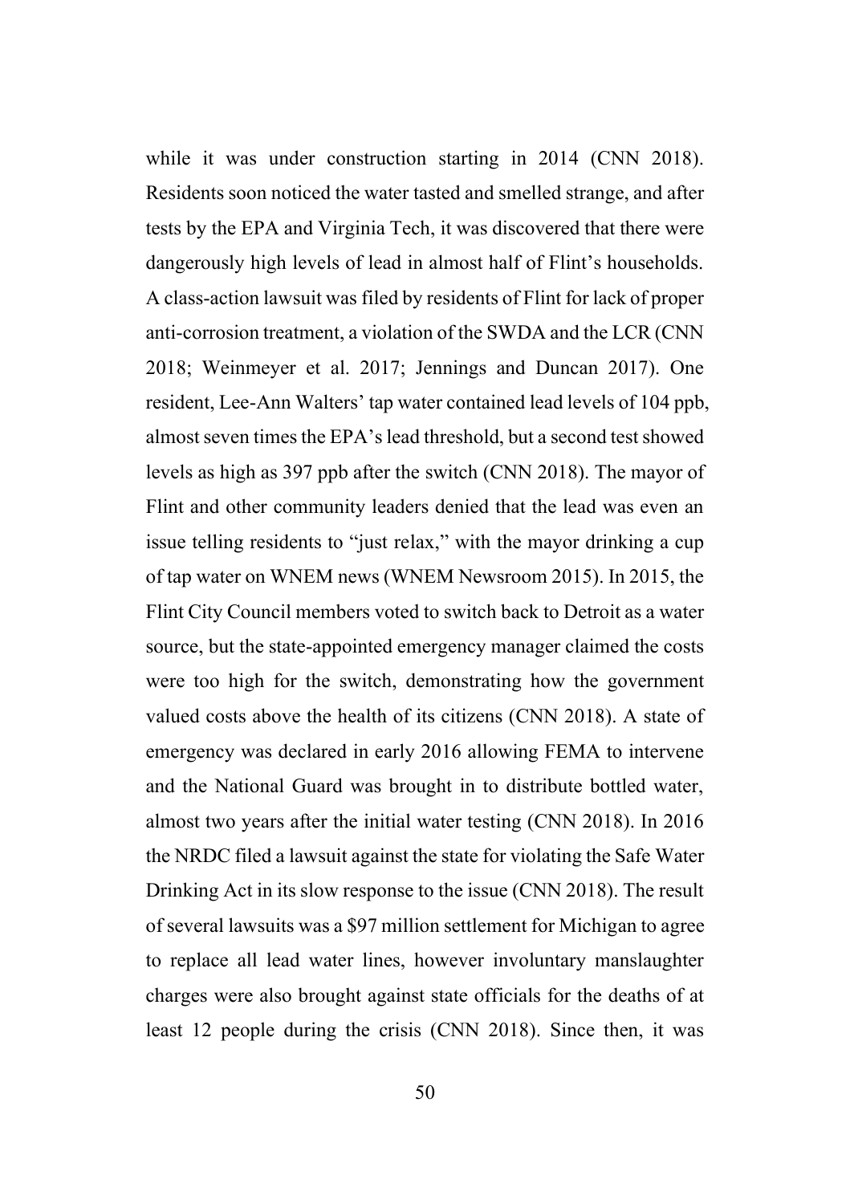while it was under construction starting in 2014 (CNN 2018). Residents soon noticed the water tasted and smelled strange, and after tests by the EPA and Virginia Tech, it was discovered that there were dangerously high levels of lead in almost half of Flint's households. A class-action lawsuit was filed by residents of Flint for lack of proper anti-corrosion treatment, a violation of the SWDA and the LCR (CNN 2018; Weinmeyer et al. 2017; Jennings and Duncan 2017). One resident, Lee-Ann Walters' tap water contained lead levels of 104 ppb, almost seven times the EPA's lead threshold, but a second test showed levels as high as 397 ppb after the switch (CNN 2018). The mayor of Flint and other community leaders denied that the lead was even an issue telling residents to "just relax," with the mayor drinking a cup of tap water on WNEM news (WNEM Newsroom 2015). In 2015, the Flint City Council members voted to switch back to Detroit as a water source, but the state-appointed emergency manager claimed the costs were too high for the switch, demonstrating how the government valued costs above the health of its citizens (CNN 2018). A state of emergency was declared in early 2016 allowing FEMA to intervene and the National Guard was brought in to distribute bottled water, almost two years after the initial water testing (CNN 2018). In 2016 the NRDC filed a lawsuit against the state for violating the Safe Water Drinking Act in its slow response to the issue (CNN 2018). The result of several lawsuits was a $97 million settlement for Michigan to agree to replace all lead water lines, however involuntary manslaughter charges were also brought against state officials for the deaths of at least 12 people during the crisis (CNN 2018). Since then, it was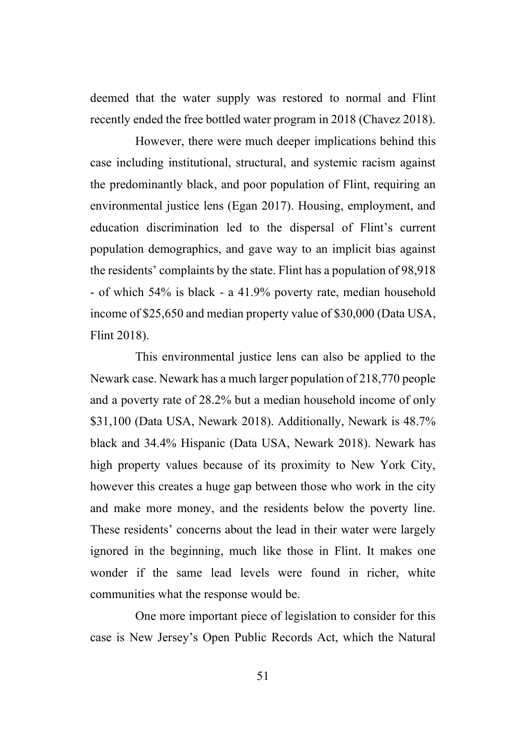deemed that the water supply was restored to normal and Flint recently ended the free bottled water program in 2018 (Chavez 2018).

However, there were much deeper implications behind this case including institutional, structural, and systemic racism against the predominantly black, and poor population of Flint, requiring an environmental justice lens (Egan 2017). Housing, employment, and education discrimination led to the dispersal of Flint's current population demographics, and gave way to an implicit bias against the residents' complaints by the state. Flint has a population of 98,918 - of which 54% is black - a 41.9% poverty rate, median household income of $25,650 and median property value of $30,000 (Data USA, Flint 2018).

This environmental justice lens can also be applied to the Newark case. Newark has a much larger population of 218,770 people and a poverty rate of 28.2% but a median household income of only $31,100 (Data USA, Newark 2018). Additionally, Newark is 48.7% black and 34.4% Hispanic (Data USA, Newark 2018). Newark has high property values because of its proximity to New York City, however this creates a huge gap between those who work in the city and make more money, and the residents below the poverty line. These residents' concerns about the lead in their water were largely ignored in the beginning, much like those in Flint. It makes one wonder if the same lead levels were found in richer, white communities what the response would be.

One more important piece of legislation to consider for this case is New Jersey's Open Public Records Act, which the Natural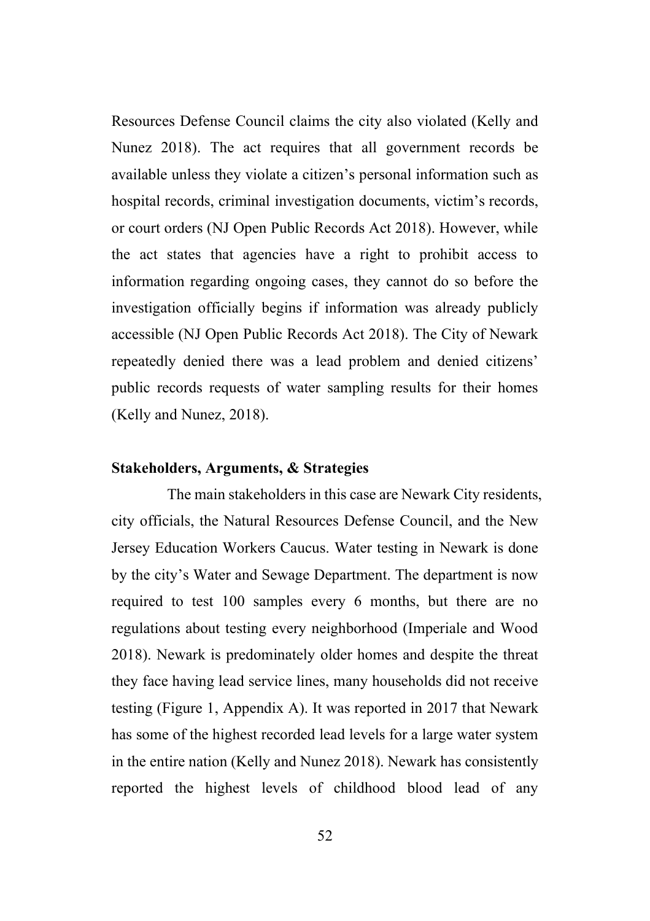Resources Defense Council claims the city also violated (Kelly and Nunez 2018). The act requires that all government records be available unless they violate a citizen's personal information such as hospital records, criminal investigation documents, victim's records, or court orders (NJ Open Public Records Act 2018). However, while the act states that agencies have a right to prohibit access to information regarding ongoing cases, they cannot do so before the investigation officially begins if information was already publicly accessible (NJ Open Public Records Act 2018). The City of Newark repeatedly denied there was a lead problem and denied citizens' public records requests of water sampling results for their homes (Kelly and Nunez, 2018).

**Stakeholders, Arguments, & Strategies**

The main stakeholders in this case are Newark City residents, city officials, the Natural Resources Defense Council, and the New Jersey Education Workers Caucus. Water testing in Newark is done by the city's Water and Sewage Department. The department is now required to test 100 samples every 6 months, but there are no regulations about testing every neighborhood (Imperiale and Wood 2018). Newark is predominately older homes and despite the threat they face having lead service lines, many households did not receive testing (Figure 1, Appendix A). It was reported in 2017 that Newark has some of the highest recorded lead levels for a large water system in the entire nation (Kelly and Nunez 2018). Newark has consistently reported the highest levels of childhood blood lead of any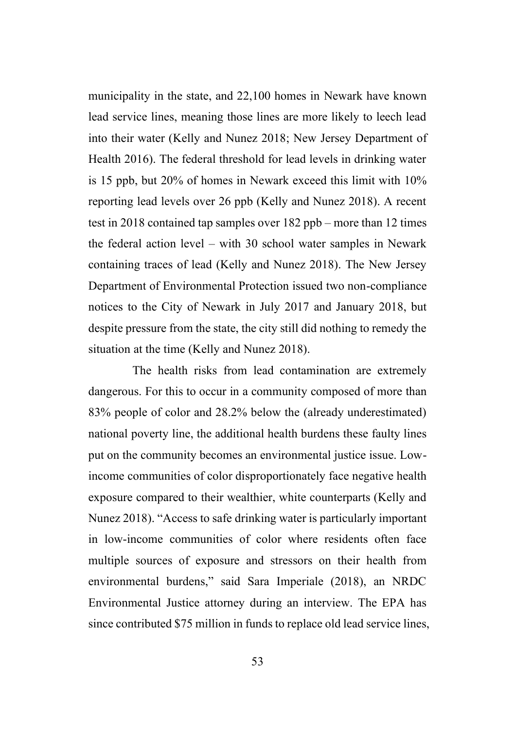municipality in the state, and 22,100 homes in Newark have known lead service lines, meaning those lines are more likely to leech lead into their water (Kelly and Nunez 2018; New Jersey Department of Health 2016). The federal threshold for lead levels in drinking water is 15 ppb, but 20% of homes in Newark exceed this limit with 10% reporting lead levels over 26 ppb (Kelly and Nunez 2018). A recent test in 2018 contained tap samples over 182 ppb – more than 12 times the federal action level – with 30 school water samples in Newark containing traces of lead (Kelly and Nunez 2018). The New Jersey Department of Environmental Protection issued two non-compliance notices to the City of Newark in July 2017 and January 2018, but despite pressure from the state, the city still did nothing to remedy the situation at the time (Kelly and Nunez 2018).

The health risks from lead contamination are extremely dangerous. For this to occur in a community composed of more than 83% people of color and 28.2% below the (already underestimated) national poverty line, the additional health burdens these faulty lines put on the community becomes an environmental justice issue. Low-income communities of color disproportionately face negative health exposure compared to their wealthier, white counterparts (Kelly and Nunez 2018). "Access to safe drinking water is particularly important in low-income communities of color where residents often face multiple sources of exposure and stressors on their health from environmental burdens," said Sara Imperiale (2018), an NRDC Environmental Justice attorney during an interview. The EPA has since contributed $75 million in funds to replace old lead service lines,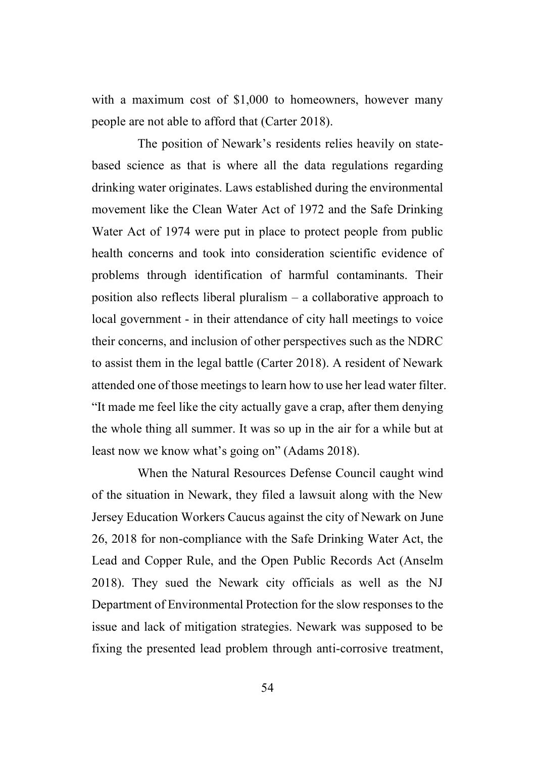with a maximum cost of $1,000 to homeowners, however many people are not able to afford that (Carter 2018).

The position of Newark's residents relies heavily on state-based science as that is where all the data regulations regarding drinking water originates. Laws established during the environmental movement like the Clean Water Act of 1972 and the Safe Drinking Water Act of 1974 were put in place to protect people from public health concerns and took into consideration scientific evidence of problems through identification of harmful contaminants. Their position also reflects liberal pluralism – a collaborative approach to local government - in their attendance of city hall meetings to voice their concerns, and inclusion of other perspectives such as the NDRC to assist them in the legal battle (Carter 2018). A resident of Newark attended one of those meetings to learn how to use her lead water filter. "It made me feel like the city actually gave a crap, after them denying the whole thing all summer. It was so up in the air for a while but at least now we know what's going on" (Adams 2018).

When the Natural Resources Defense Council caught wind of the situation in Newark, they filed a lawsuit along with the New Jersey Education Workers Caucus against the city of Newark on June 26, 2018 for non-compliance with the Safe Drinking Water Act, the Lead and Copper Rule, and the Open Public Records Act (Anselm 2018). They sued the Newark city officials as well as the NJ Department of Environmental Protection for the slow responses to the issue and lack of mitigation strategies. Newark was supposed to be fixing the presented lead problem through anti-corrosive treatment,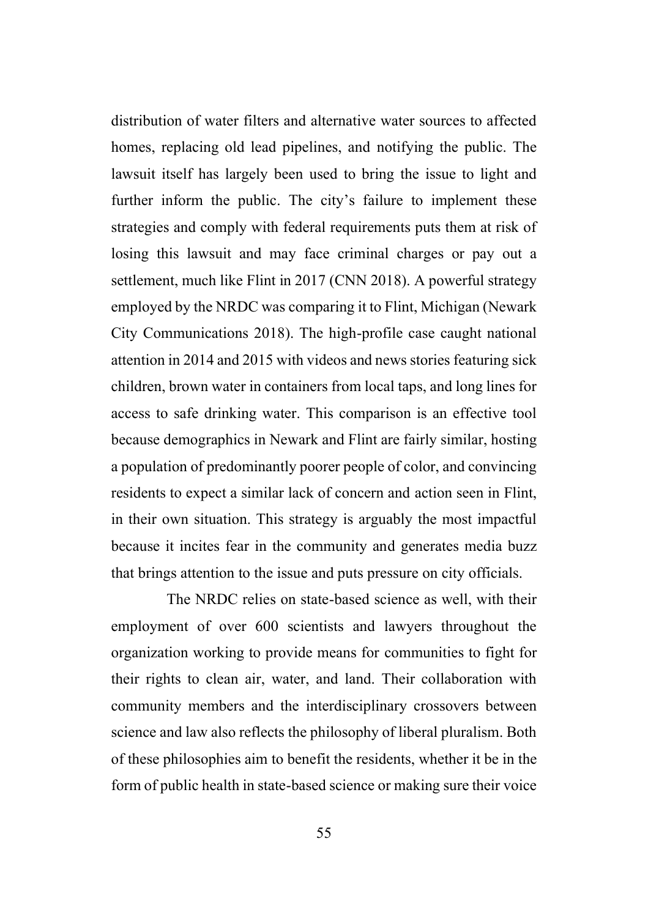distribution of water filters and alternative water sources to affected homes, replacing old lead pipelines, and notifying the public. The lawsuit itself has largely been used to bring the issue to light and further inform the public. The city's failure to implement these strategies and comply with federal requirements puts them at risk of losing this lawsuit and may face criminal charges or pay out a settlement, much like Flint in 2017 (CNN 2018). A powerful strategy employed by the NRDC was comparing it to Flint, Michigan (Newark City Communications 2018). The high-profile case caught national attention in 2014 and 2015 with videos and news stories featuring sick children, brown water in containers from local taps, and long lines for access to safe drinking water. This comparison is an effective tool because demographics in Newark and Flint are fairly similar, hosting a population of predominantly poorer people of color, and convincing residents to expect a similar lack of concern and action seen in Flint, in their own situation. This strategy is arguably the most impactful because it incites fear in the community and generates media buzz that brings attention to the issue and puts pressure on city officials.

The NRDC relies on state-based science as well, with their employment of over 600 scientists and lawyers throughout the organization working to provide means for communities to fight for their rights to clean air, water, and land. Their collaboration with community members and the interdisciplinary crossovers between science and law also reflects the philosophy of liberal pluralism. Both of these philosophies aim to benefit the residents, whether it be in the form of public health in state-based science or making sure their voice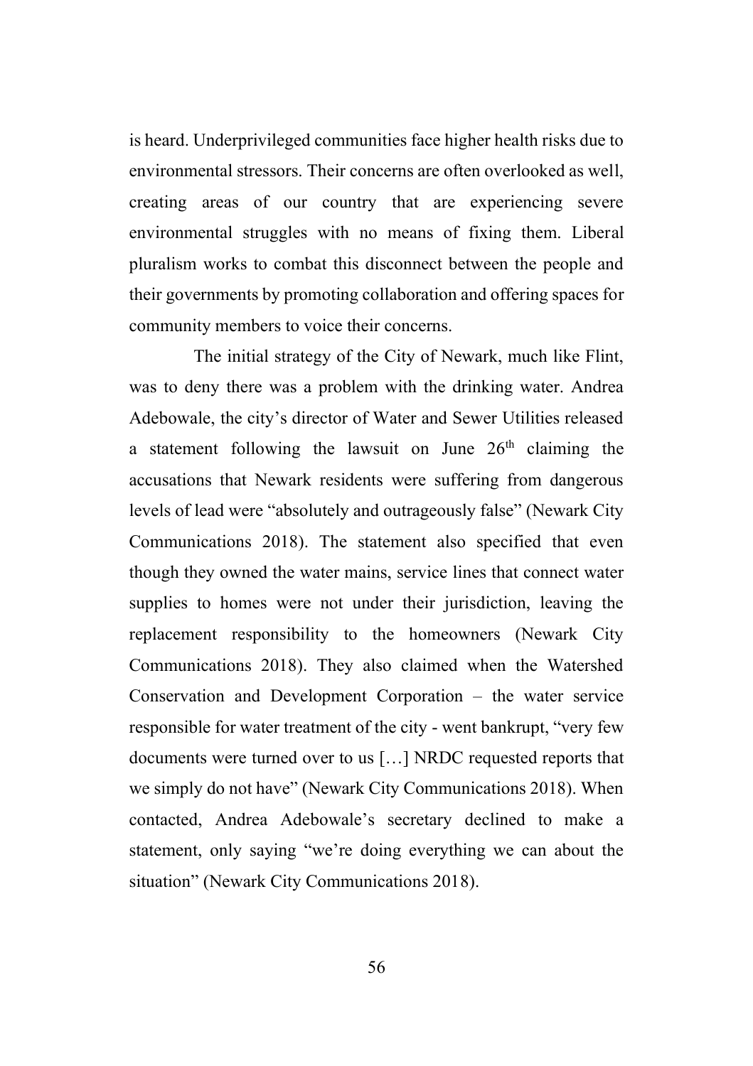is heard. Underprivileged communities face higher health risks due to environmental stressors. Their concerns are often overlooked as well, creating areas of our country that are experiencing severe environmental struggles with no means of fixing them. Liberal pluralism works to combat this disconnect between the people and their governments by promoting collaboration and offering spaces for community members to voice their concerns.

The initial strategy of the City of Newark, much like Flint, was to deny there was a problem with the drinking water. Andrea Adebowale, the city's director of Water and Sewer Utilities released a statement following the lawsuit on June 26th claiming the accusations that Newark residents were suffering from dangerous levels of lead were "absolutely and outrageously false" (Newark City Communications 2018). The statement also specified that even though they owned the water mains, service lines that connect water supplies to homes were not under their jurisdiction, leaving the replacement responsibility to the homeowners (Newark City Communications 2018). They also claimed when the Watershed Conservation and Development Corporation – the water service responsible for water treatment of the city - went bankrupt, "very few documents were turned over to us […] NRDC requested reports that we simply do not have" (Newark City Communications 2018). When contacted, Andrea Adebowale's secretary declined to make a statement, only saying "we're doing everything we can about the situation" (Newark City Communications 2018).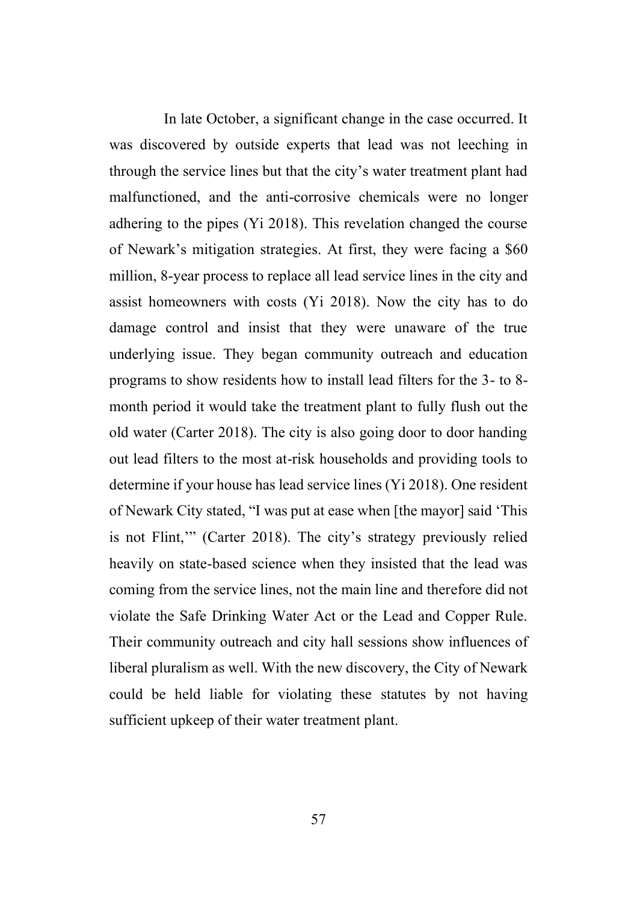In late October, a significant change in the case occurred. It was discovered by outside experts that lead was not leeching in through the service lines but that the city's water treatment plant had malfunctioned, and the anti-corrosive chemicals were no longer adhering to the pipes (Yi 2018). This revelation changed the course of Newark's mitigation strategies. At first, they were facing a $60 million, 8-year process to replace all lead service lines in the city and assist homeowners with costs (Yi 2018). Now the city has to do damage control and insist that they were unaware of the true underlying issue. They began community outreach and education programs to show residents how to install lead filters for the 3- to 8-month period it would take the treatment plant to fully flush out the old water (Carter 2018). The city is also going door to door handing out lead filters to the most at-risk households and providing tools to determine if your house has lead service lines (Yi 2018). One resident of Newark City stated, "I was put at ease when [the mayor] said 'This is not Flint,'" (Carter 2018). The city's strategy previously relied heavily on state-based science when they insisted that the lead was coming from the service lines, not the main line and therefore did not violate the Safe Drinking Water Act or the Lead and Copper Rule. Their community outreach and city hall sessions show influences of liberal pluralism as well. With the new discovery, the City of Newark could be held liable for violating these statutes by not having sufficient upkeep of their water treatment plant.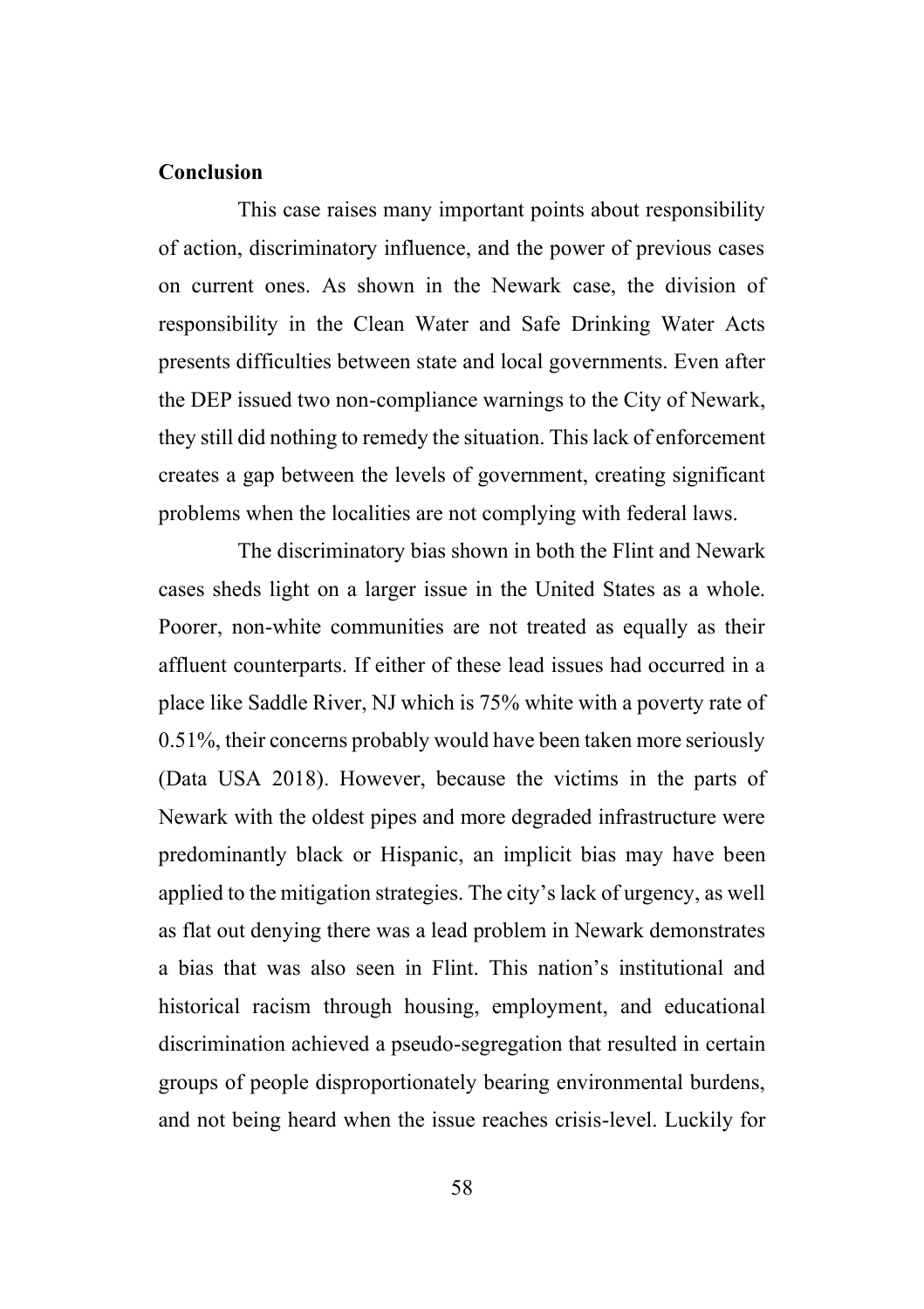**Conclusion**

This case raises many important points about responsibility of action, discriminatory influence, and the power of previous cases on current ones. As shown in the Newark case, the division of responsibility in the Clean Water and Safe Drinking Water Acts presents difficulties between state and local governments. Even after the DEP issued two non-compliance warnings to the City of Newark, they still did nothing to remedy the situation. This lack of enforcement creates a gap between the levels of government, creating significant problems when the localities are not complying with federal laws.

The discriminatory bias shown in both the Flint and Newark cases sheds light on a larger issue in the United States as a whole. Poorer, non-white communities are not treated as equally as their affluent counterparts. If either of these lead issues had occurred in a place like Saddle River, NJ which is 75% white with a poverty rate of 0.51%, their concerns probably would have been taken more seriously (Data USA 2018). However, because the victims in the parts of Newark with the oldest pipes and more degraded infrastructure were predominantly black or Hispanic, an implicit bias may have been applied to the mitigation strategies. The city's lack of urgency, as well as flat out denying there was a lead problem in Newark demonstrates a bias that was also seen in Flint. This nation's institutional and historical racism through housing, employment, and educational discrimination achieved a pseudo-segregation that resulted in certain groups of people disproportionately bearing environmental burdens, and not being heard when the issue reaches crisis-level. Luckily for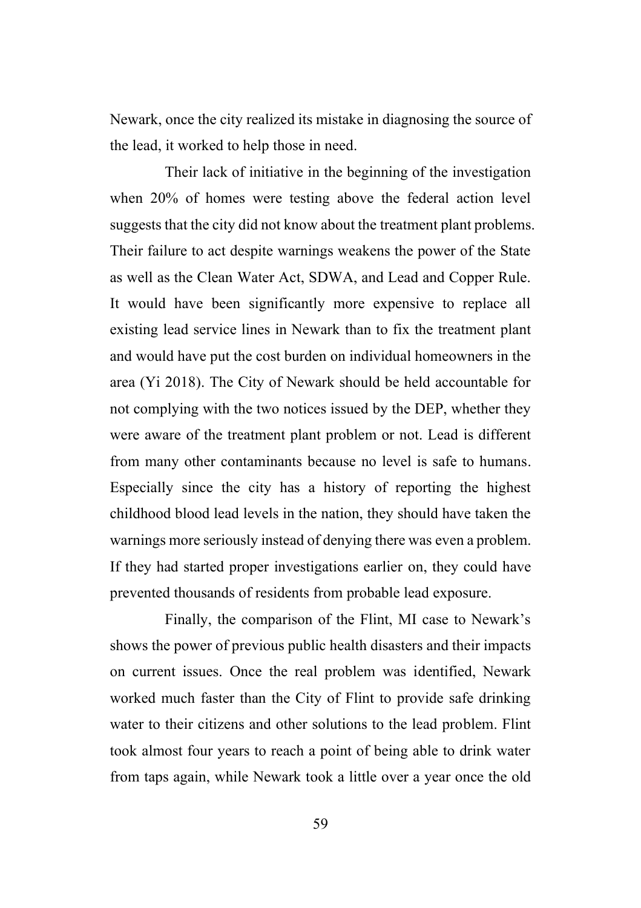Newark, once the city realized its mistake in diagnosing the source of the lead, it worked to help those in need.

Their lack of initiative in the beginning of the investigation when 20% of homes were testing above the federal action level suggests that the city did not know about the treatment plant problems. Their failure to act despite warnings weakens the power of the State as well as the Clean Water Act, SDWA, and Lead and Copper Rule. It would have been significantly more expensive to replace all existing lead service lines in Newark than to fix the treatment plant and would have put the cost burden on individual homeowners in the area (Yi 2018). The City of Newark should be held accountable for not complying with the two notices issued by the DEP, whether they were aware of the treatment plant problem or not. Lead is different from many other contaminants because no level is safe to humans. Especially since the city has a history of reporting the highest childhood blood lead levels in the nation, they should have taken the warnings more seriously instead of denying there was even a problem. If they had started proper investigations earlier on, they could have prevented thousands of residents from probable lead exposure.

Finally, the comparison of the Flint, MI case to Newark's shows the power of previous public health disasters and their impacts on current issues. Once the real problem was identified, Newark worked much faster than the City of Flint to provide safe drinking water to their citizens and other solutions to the lead problem. Flint took almost four years to reach a point of being able to drink water from taps again, while Newark took a little over a year once the old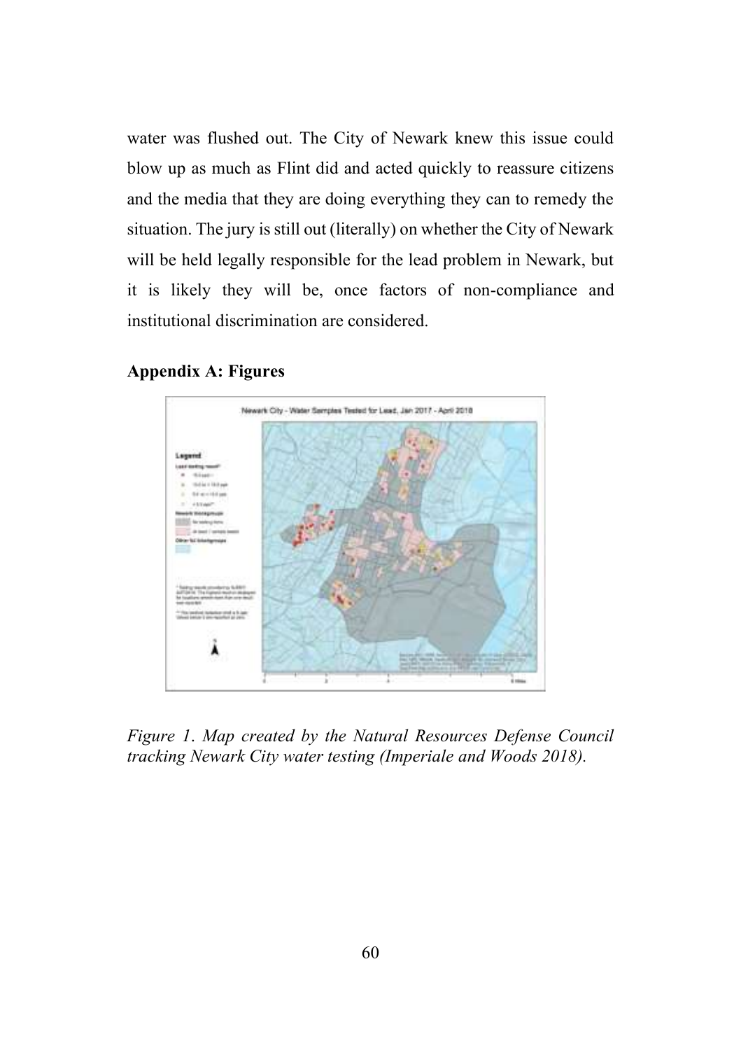water was flushed out. The City of Newark knew this issue could blow up as much as Flint did and acted quickly to reassure citizens and the media that they are doing everything they can to remedy the situation. The jury is still out (literally) on whether the City of Newark will be held legally responsible for the lead problem in Newark, but it is likely they will be, once factors of non-compliance and institutional discrimination are considered.

**Appendix A: Figures**

*Figure 1. Map created by the Natural Resources Defense Council tracking Newark City water testing (Imperiale and Woods 2018).*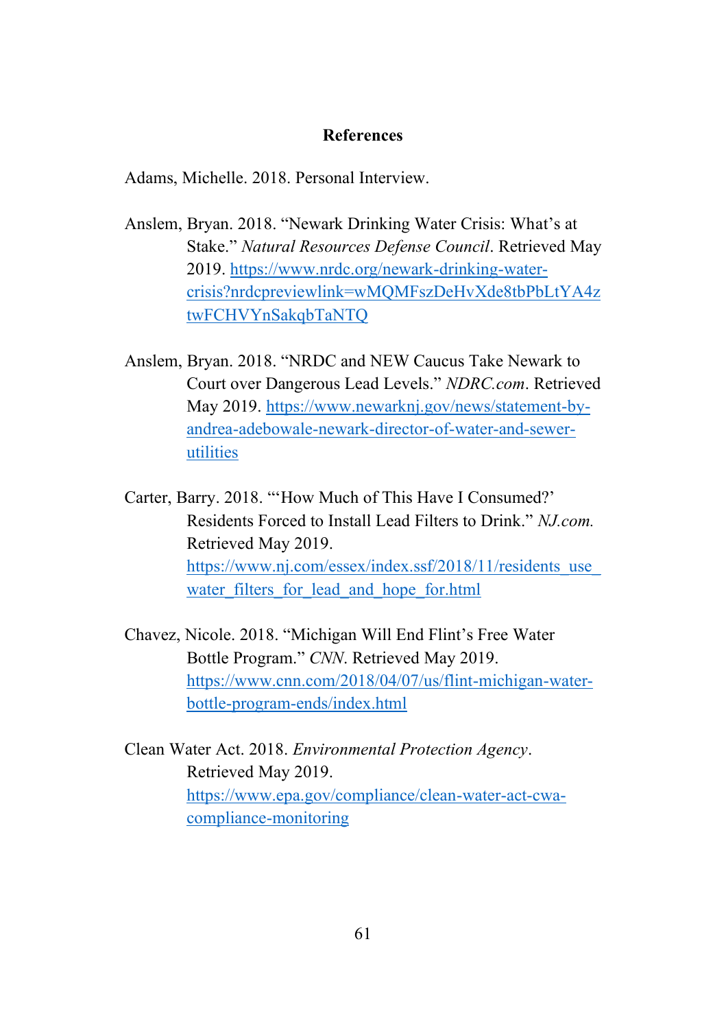**References**

Adams, Michelle. 2018. Personal Interview.

Anslem, Bryan. 2018. "Newark Drinking Water Crisis: What's at Stake." *Natural Resources Defense Council*. Retrieved May 2019. https://www.nrdc.org/newark-drinking-water-crisis?nrdcpreviewlink=wMQMFszDeHvXde8tbPbLtYA4ztwFCHVYnSakqbTaNTQ

Anslem, Bryan. 2018. "NRDC and NEW Caucus Take Newark to Court over Dangerous Lead Levels." *NDRC.com*. Retrieved May 2019. https://www.newarknj.gov/news/statement-by-andrea-adebowale-newark-director-of-water-and-sewer-utilities

Carter, Barry. 2018. "'How Much of This Have I Consumed?' Residents Forced to Install Lead Filters to Drink." *NJ.com.* Retrieved May 2019. https://www.nj.com/essex/index.ssf/2018/11/residents_use_water_filters_for_lead_and_hope_for.html

Chavez, Nicole. 2018. "Michigan Will End Flint's Free Water Bottle Program." *CNN*. Retrieved May 2019. https://www.cnn.com/2018/04/07/us/flint-michigan-water-bottle-program-ends/index.html

Clean Water Act. 2018. *Environmental Protection Agency*. Retrieved May 2019. https://www.epa.gov/compliance/clean-water-act-cwa-compliance-monitoring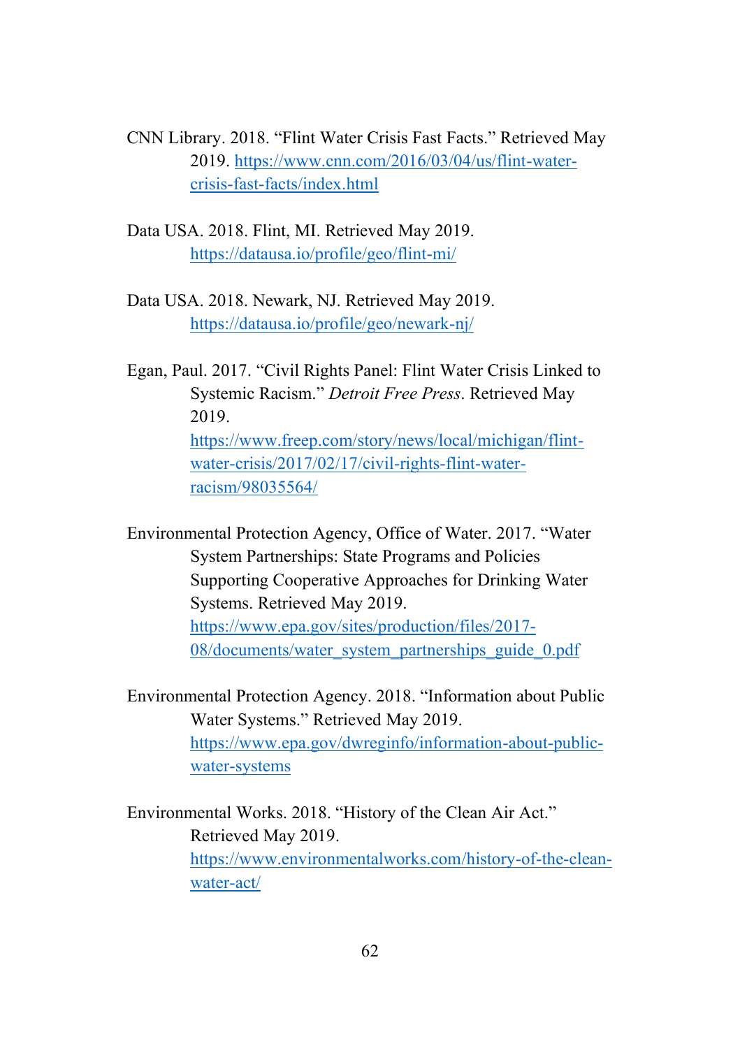CNN Library. 2018. "Flint Water Crisis Fast Facts." Retrieved May 2019. https://www.cnn.com/2016/03/04/us/flint-water-crisis-fast-facts/index.html

Data USA. 2018. Flint, MI. Retrieved May 2019. https://datausa.io/profile/geo/flint-mi/

Data USA. 2018. Newark, NJ. Retrieved May 2019. https://datausa.io/profile/geo/newark-nj/

Egan, Paul. 2017. "Civil Rights Panel: Flint Water Crisis Linked to Systemic Racism." *Detroit Free Press*. Retrieved May 2019. https://www.freep.com/story/news/local/michigan/flint-water-crisis/2017/02/17/civil-rights-flint-water-racism/98035564/

Environmental Protection Agency, Office of Water. 2017. "Water System Partnerships: State Programs and Policies Supporting Cooperative Approaches for Drinking Water Systems. Retrieved May 2019. https://www.epa.gov/sites/production/files/2017-08/documents/water_system_partnerships_guide_0.pdf

Environmental Protection Agency. 2018. "Information about Public Water Systems." Retrieved May 2019. https://www.epa.gov/dwreginfo/information-about-public-water-systems

Environmental Works. 2018. "History of the Clean Air Act." Retrieved May 2019. https://www.environmentalworks.com/history-of-the-clean-water-act/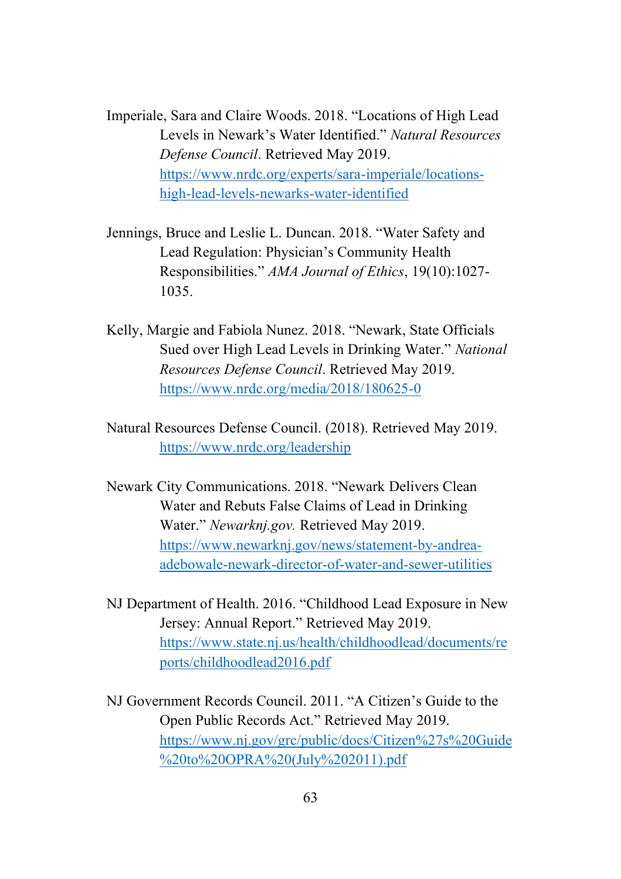Imperiale, Sara and Claire Woods. 2018. "Locations of High Lead Levels in Newark's Water Identified." *Natural Resources Defense Council*. Retrieved May 2019. https://www.nrdc.org/experts/sara-imperiale/locations-high-lead-levels-newarks-water-identified

Jennings, Bruce and Leslie L. Duncan. 2018. "Water Safety and Lead Regulation: Physician's Community Health Responsibilities." *AMA Journal of Ethics*, 19(10):1027-1035.

Kelly, Margie and Fabiola Nunez. 2018. "Newark, State Officials Sued over High Lead Levels in Drinking Water." *National Resources Defense Council*. Retrieved May 2019. https://www.nrdc.org/media/2018/180625-0

Natural Resources Defense Council. (2018). Retrieved May 2019. https://www.nrdc.org/leadership

Newark City Communications. 2018. "Newark Delivers Clean Water and Rebuts False Claims of Lead in Drinking Water." *Newarknj.gov.* Retrieved May 2019. https://www.newarknj.gov/news/statement-by-andrea-adebowale-newark-director-of-water-and-sewer-utilities

NJ Department of Health. 2016. "Childhood Lead Exposure in New Jersey: Annual Report." Retrieved May 2019. https://www.state.nj.us/health/childhoodlead/documents/reports/childhoodlead2016.pdf

NJ Government Records Council. 2011. "A Citizen's Guide to the Open Public Records Act." Retrieved May 2019. https://www.nj.gov/grc/public/docs/Citizen%27s%20Guide%20to%20OPRA%20(July%202011).pdf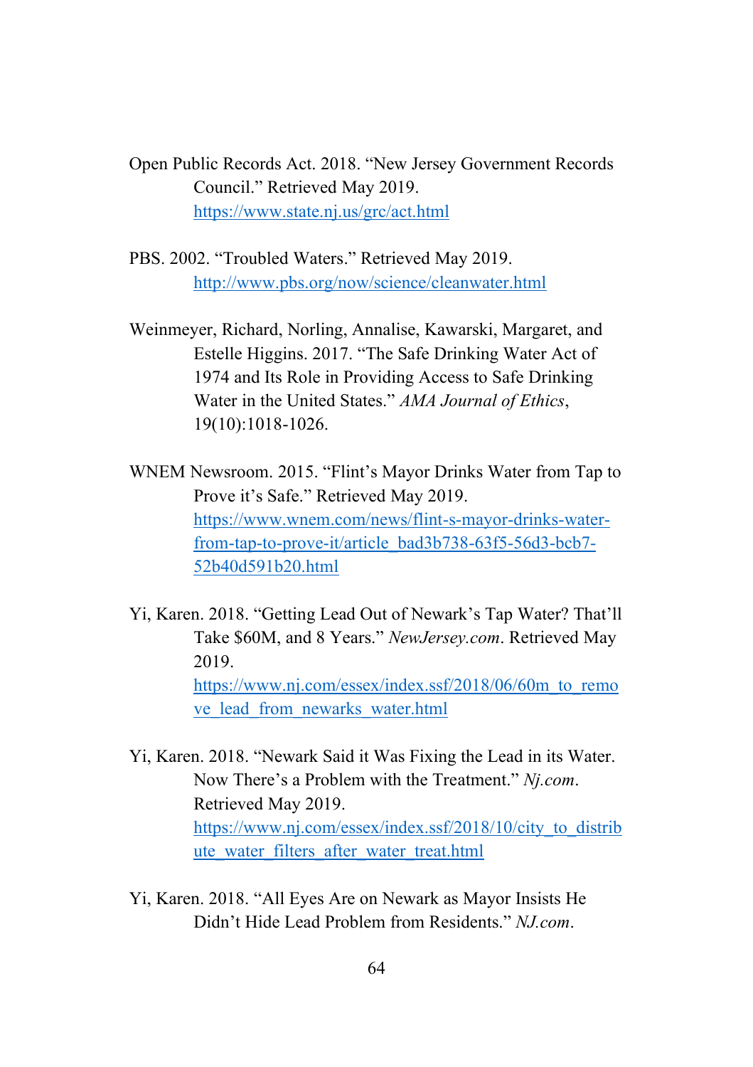Open Public Records Act. 2018. "New Jersey Government Records Council." Retrieved May 2019. https://www.state.nj.us/grc/act.html

PBS. 2002. "Troubled Waters." Retrieved May 2019. http://www.pbs.org/now/science/cleanwater.html

Weinmeyer, Richard, Norling, Annalise, Kawarski, Margaret, and Estelle Higgins. 2017. "The Safe Drinking Water Act of 1974 and Its Role in Providing Access to Safe Drinking Water in the United States." *AMA Journal of Ethics*, 19(10):1018-1026.

WNEM Newsroom. 2015. "Flint's Mayor Drinks Water from Tap to Prove it's Safe." Retrieved May 2019. https://www.wnem.com/news/flint-s-mayor-drinks-water-from-tap-to-prove-it/article_bad3b738-63f5-56d3-bcb7-52b40d591b20.html

Yi, Karen. 2018. "Getting Lead Out of Newark's Tap Water? That'll Take $60M, and 8 Years." *NewJersey.com*. Retrieved May 2019. https://www.nj.com/essex/index.ssf/2018/06/60m_to_remove_lead_from_newarks_water.html

Yi, Karen. 2018. "Newark Said it Was Fixing the Lead in its Water. Now There's a Problem with the Treatment." *Nj.com*. Retrieved May 2019. https://www.nj.com/essex/index.ssf/2018/10/city_to_distribute_water_filters_after_water_treat.html

Yi, Karen. 2018. "All Eyes Are on Newark as Mayor Insists He Didn't Hide Lead Problem from Residents." *NJ.com*.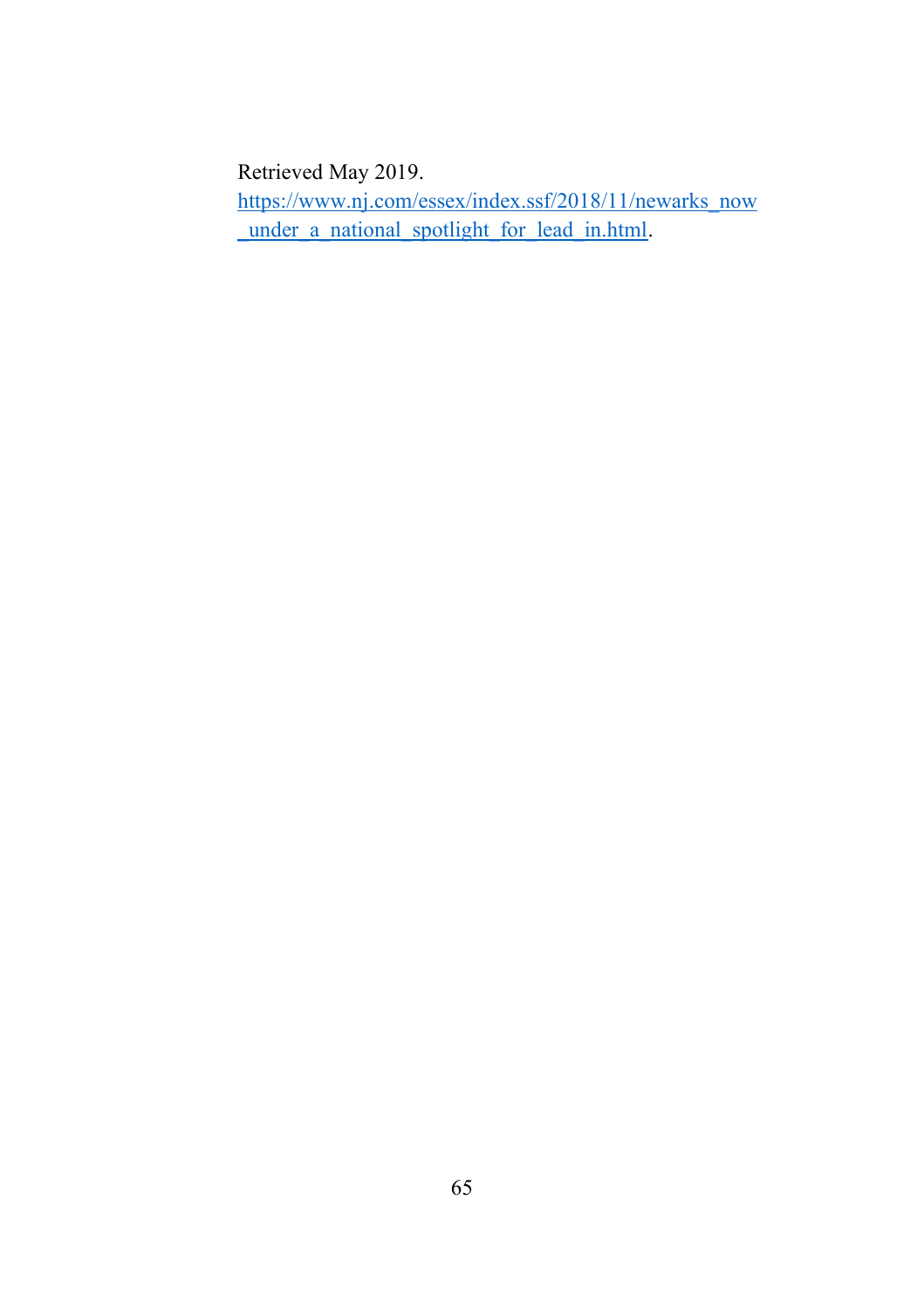Retrieved May 2019. https://www.nj.com/essex/index.ssf/2018/11/newarks_now_under_a_national_spotlight_for_lead_in.html.